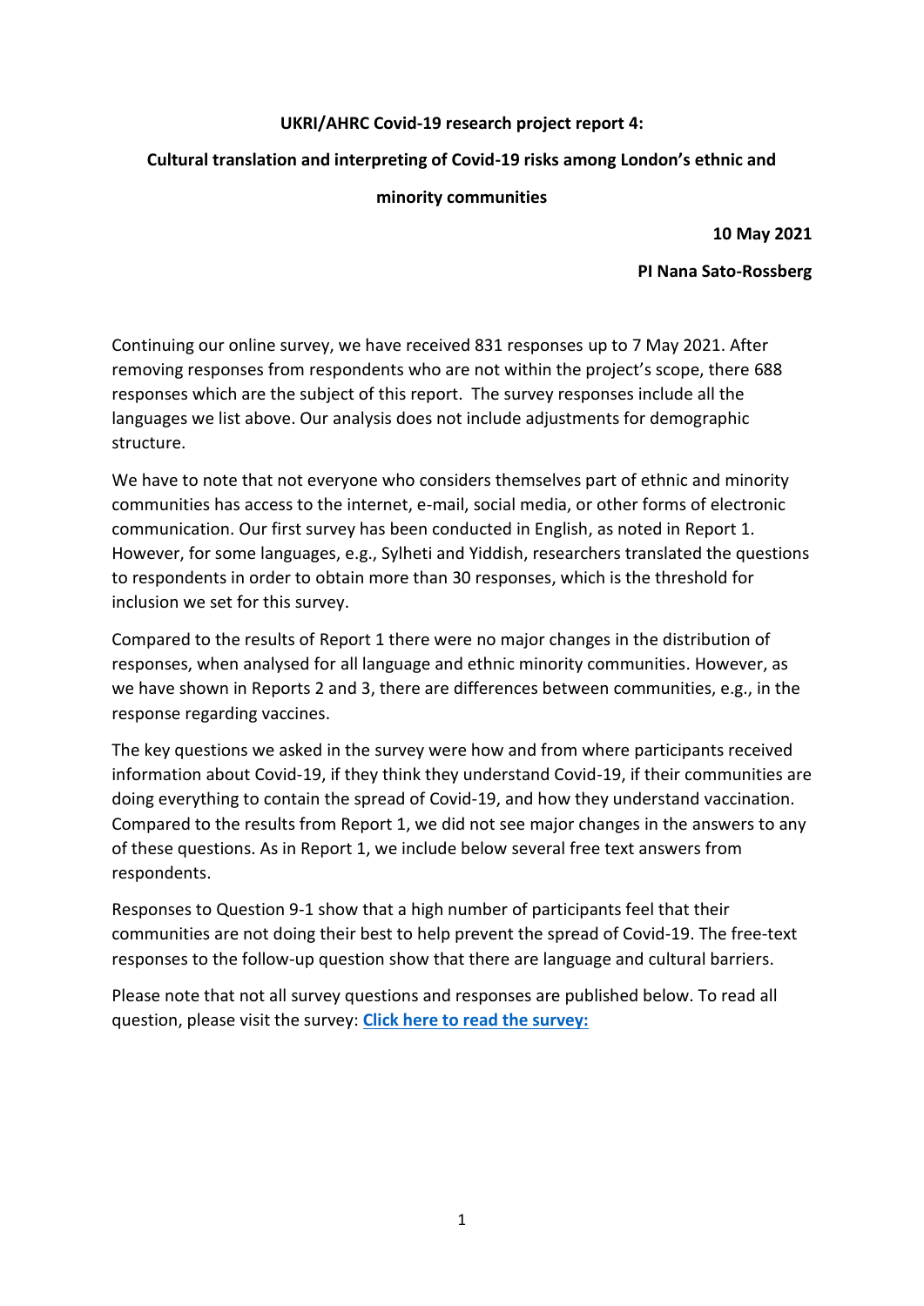**UKRI/AHRC Covid-19 research project report 4:**

**Cultural translation and interpreting of Covid-19 risks among London's ethnic and minority communities**

**10 May 2021**

**PI Nana Sato-Rossberg**

Continuing our online survey, we have received 831 responses up to 7 May 2021. After removing responses from respondents who are not within the project's scope, there 688 responses which are the subject of this report. The survey responses include all the languages we list above. Our analysis does not include adjustments for demographic structure.

We have to note that not everyone who considers themselves part of ethnic and minority communities has access to the internet, e-mail, social media, or other forms of electronic communication. Our first survey has been conducted in English, as noted in Report 1. However, for some languages, e.g., Sylheti and Yiddish, researchers translated the questions to respondents in order to obtain more than 30 responses, which is the threshold for inclusion we set for this survey.

Compared to the results of Report 1 there were no major changes in the distribution of responses, when analysed for all language and ethnic minority communities. However, as we have shown in Reports 2 and 3, there are differences between communities, e.g., in the response regarding vaccines.

The key questions we asked in the survey were how and from where participants received information about Covid-19, if they think they understand Covid-19, if their communities are doing everything to contain the spread of Covid-19, and how they understand vaccination. Compared to the results from Report 1, we did not see major changes in the answers to any of these questions. As in Report 1, we include below several free text answers from respondents.

Responses to Question 9-1 show that a high number of participants feel that their communities are not doing their best to help prevent the spread of Covid-19. The free-text responses to the follow-up question show that there are language and cultural barriers.

Please note that not all survey questions and responses are published below. To read all question, please visit the survey: **Click here to read the survey:**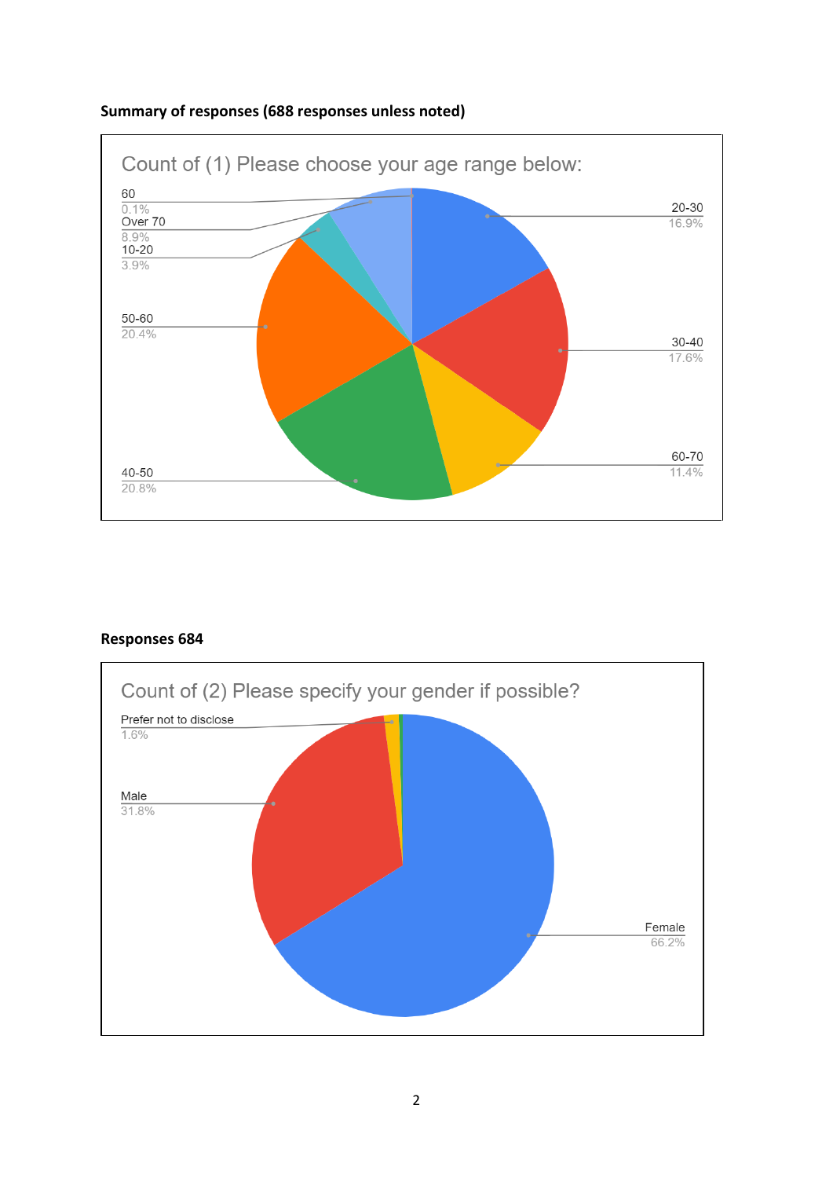**Summary of responses (688 responses unless noted)**

Count of (1) Please choose your age range below:

| Age range | Percentage |
| --- | --- |
| 20-30 | 16.9% |
| 30-40 | 17.6% |
| 60-70 | 11.4% |
| 40-50 | 20.8% |
| 50-60 | 20.4% |
| 10-20 | 3.9% |
| Over 70 | 8.9% |
| 60 | 0.1% |

**Responses 684**

Count of (2) Please specify your gender if possible?

| Gender | Percentage |
| --- | --- |
| Female | 66.2% |
| Male | 31.8% |
| Prefer not to disclose | 1.6% |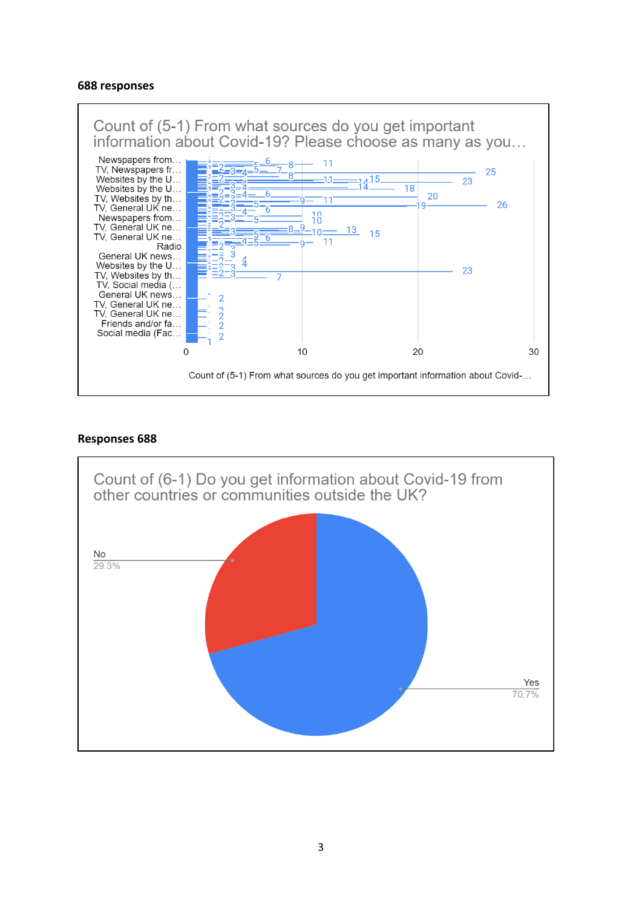**688 responses**

Count of (5-1) From what sources do you get important information about Covid-19? Please choose as many as you…

Newspapers from…
TV, Newspapers fr…
Websites by the U…
Websites by the U…
TV, Websites by th…
TV, General UK ne…
Newspapers from…
TV, General UK ne…
TV, General UK ne…
Radio
General UK news…
Websites by the U…
TV, Websites by th…
TV, Social media (…
General UK news…
TV, General UK ne…
TV, General UK ne…
Friends and/or fa…
Social media (Fac…

0 10 20 30

Count of (5-1) From what sources do you get important information about Covid-…

**Responses 688**

Count of (6-1) Do you get information about Covid-19 from other countries or communities outside the UK?

No 29.3%

Yes 70.7%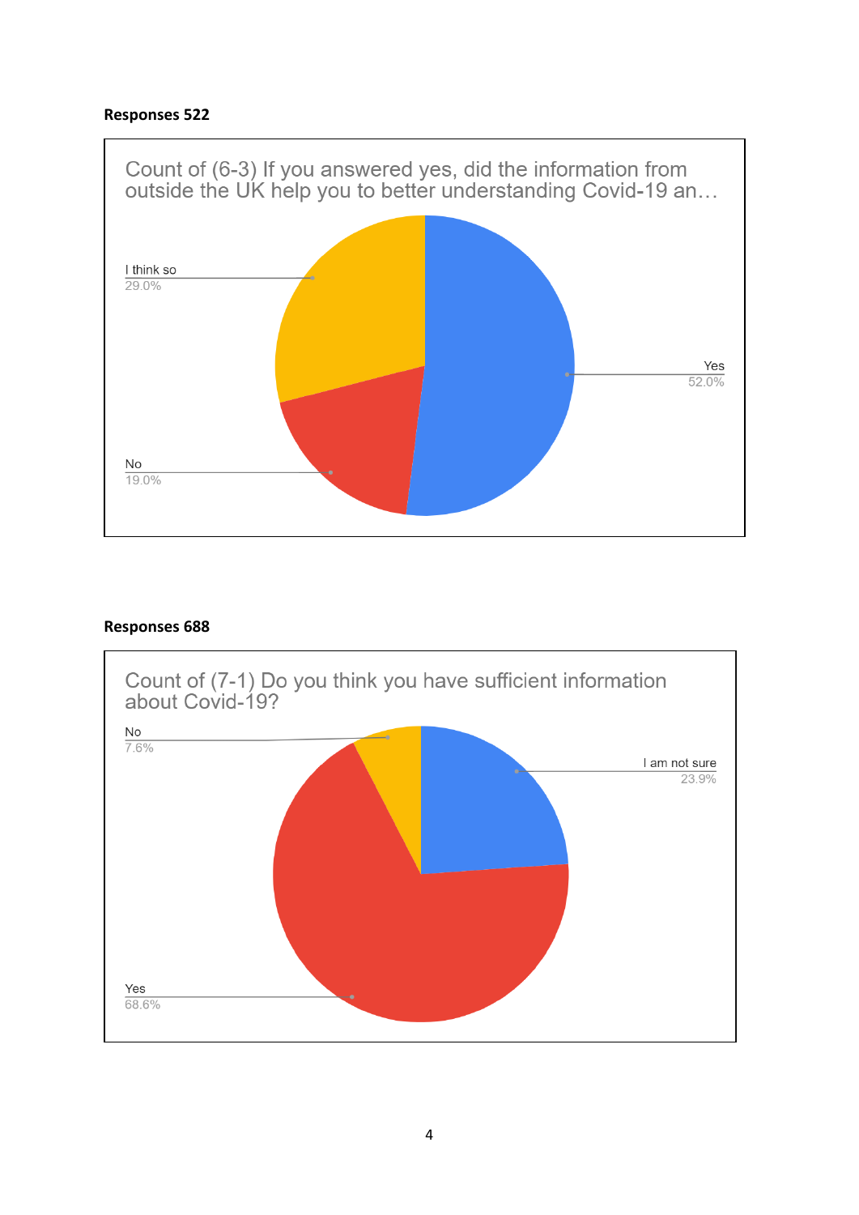**Responses 522**

Count of (6-3) If you answered yes, did the information from outside the UK help you to better understanding Covid-19 an…

| Response | Percentage |
|---|---|
| Yes | 52.0% |
| I think so | 29.0% |
| No | 19.0% |

**Responses 688**

Count of (7-1) Do you think you have sufficient information about Covid-19?

| Response | Percentage |
|---|---|
| Yes | 68.6% |
| I am not sure | 23.9% |
| No | 7.6% |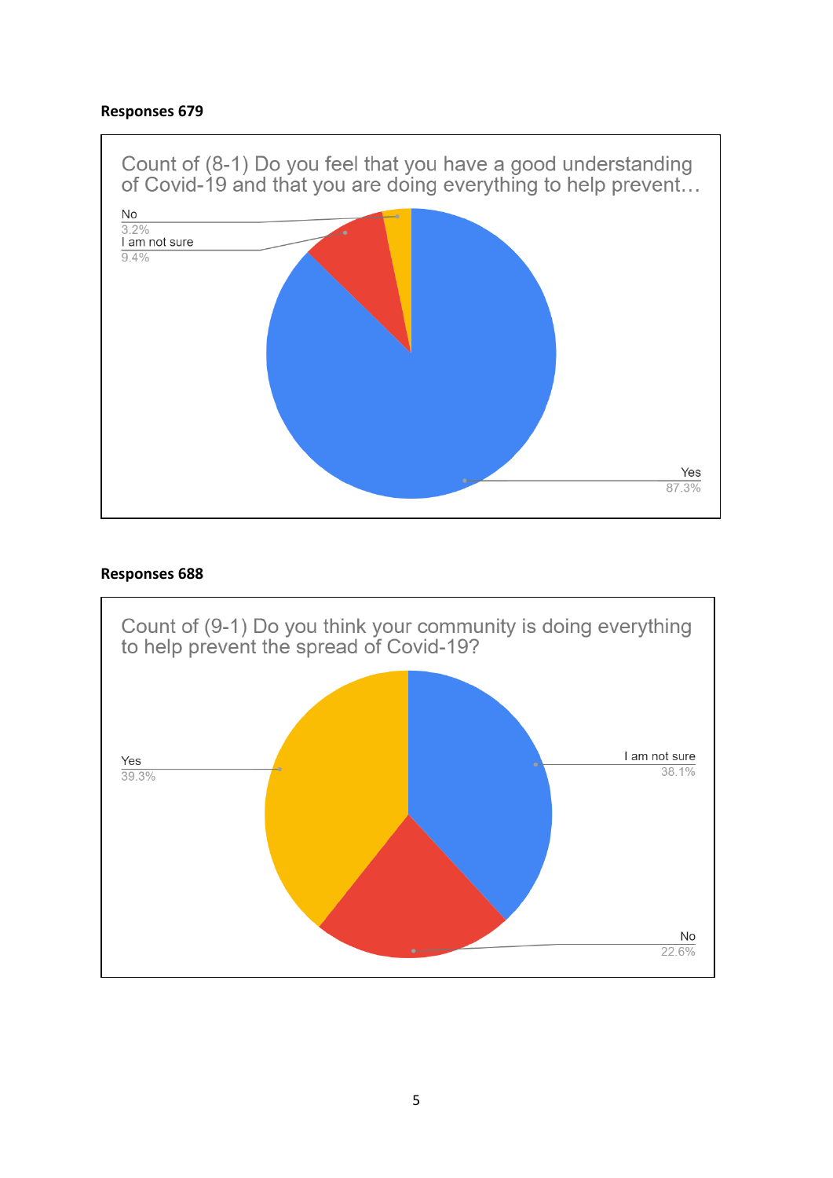**Responses 679**

Count of (8-1) Do you feel that you have a good understanding of Covid-19 and that you are doing everything to help prevent…

No
3.2%

I am not sure
9.4%

Yes
87.3%

**Responses 688**

Count of (9-1) Do you think your community is doing everything to help prevent the spread of Covid-19?

Yes
39.3%

I am not sure
38.1%

No
22.6%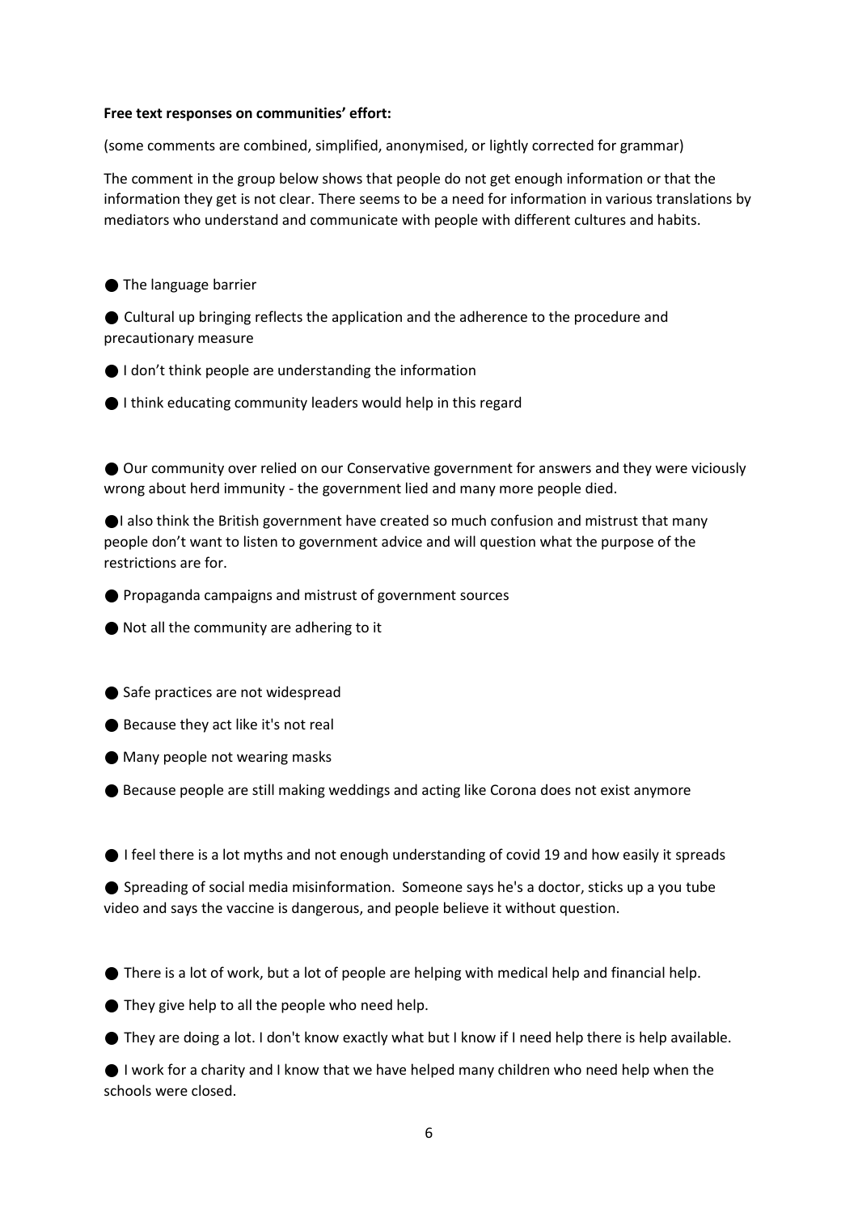**Free text responses on communities' effort:**

(some comments are combined, simplified, anonymised, or lightly corrected for grammar)

The comment in the group below shows that people do not get enough information or that the information they get is not clear. There seems to be a need for information in various translations by mediators who understand and communicate with people with different cultures and habits.

- The language barrier
- Cultural up bringing reflects the application and the adherence to the procedure and precautionary measure
- I don't think people are understanding the information
- I think educating community leaders would help in this regard

- Our community over relied on our Conservative government for answers and they were viciously wrong about herd immunity - the government lied and many more people died.
- I also think the British government have created so much confusion and mistrust that many people don't want to listen to government advice and will question what the purpose of the restrictions are for.
- Propaganda campaigns and mistrust of government sources
- Not all the community are adhering to it

- Safe practices are not widespread
- Because they act like it's not real
- Many people not wearing masks
- Because people are still making weddings and acting like Corona does not exist anymore

- I feel there is a lot myths and not enough understanding of covid 19 and how easily it spreads
- Spreading of social media misinformation. Someone says he's a doctor, sticks up a you tube video and says the vaccine is dangerous, and people believe it without question.

- There is a lot of work, but a lot of people are helping with medical help and financial help.
- They give help to all the people who need help.
- They are doing a lot. I don't know exactly what but I know if I need help there is help available.
- I work for a charity and I know that we have helped many children who need help when the schools were closed.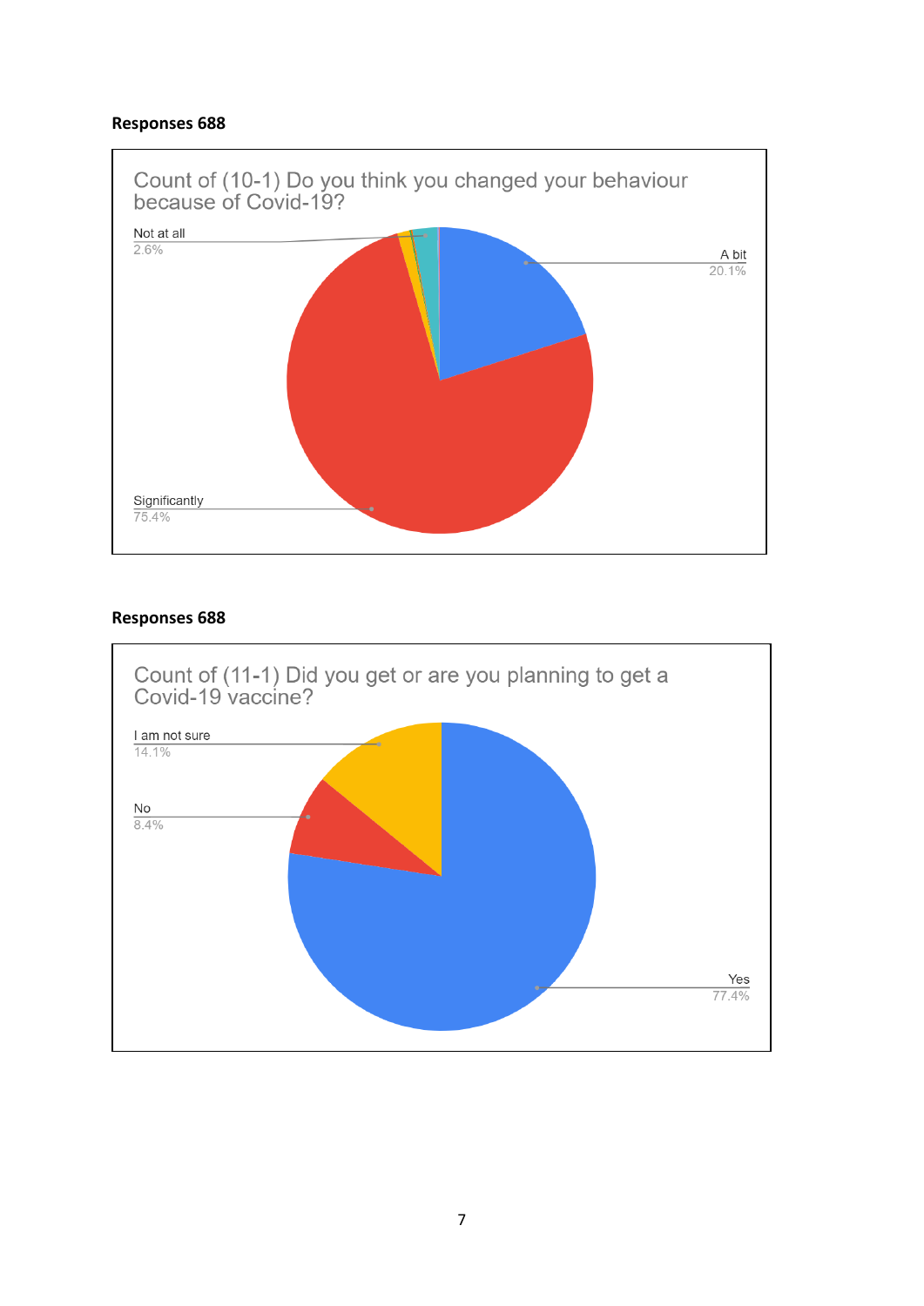**Responses 688**

Count of (10-1) Do you think you changed your behaviour because of Covid-19?

Not at all
2.6%

A bit
20.1%

Significantly
75.4%

**Responses 688**

Count of (11-1) Did you get or are you planning to get a Covid-19 vaccine?

I am not sure
14.1%

No
8.4%

Yes
77.4%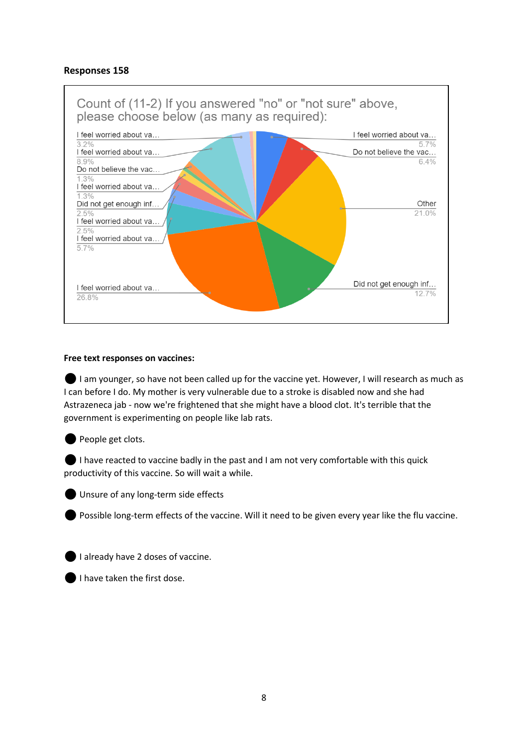**Responses 158**

Count of (11-2) If you answered "no" or "not sure" above, please choose below (as many as required):

I feel worried about va…
3.2%
I feel worried about va…
8.9%
Do not believe the vac…
1.3%
I feel worried about va…
1.3%
Did not get enough inf…
2.5%
I feel worried about va…
2.5%
I feel worried about va…
5.7%
I feel worried about va…
26.8%
I feel worried about va…
5.7%
Do not believe the vac…
6.4%
Other
21.0%
Did not get enough inf…
12.7%

**Free text responses on vaccines:**

- I am younger, so have not been called up for the vaccine yet. However, I will research as much as I can before I do. My mother is very vulnerable due to a stroke is disabled now and she had Astrazeneca jab - now we're frightened that she might have a blood clot. It's terrible that the government is experimenting on people like lab rats.
- People get clots.
- I have reacted to vaccine badly in the past and I am not very comfortable with this quick productivity of this vaccine. So will wait a while.
- Unsure of any long-term side effects
- Possible long-term effects of the vaccine. Will it need to be given every year like the flu vaccine.
- I already have 2 doses of vaccine.
- I have taken the first dose.